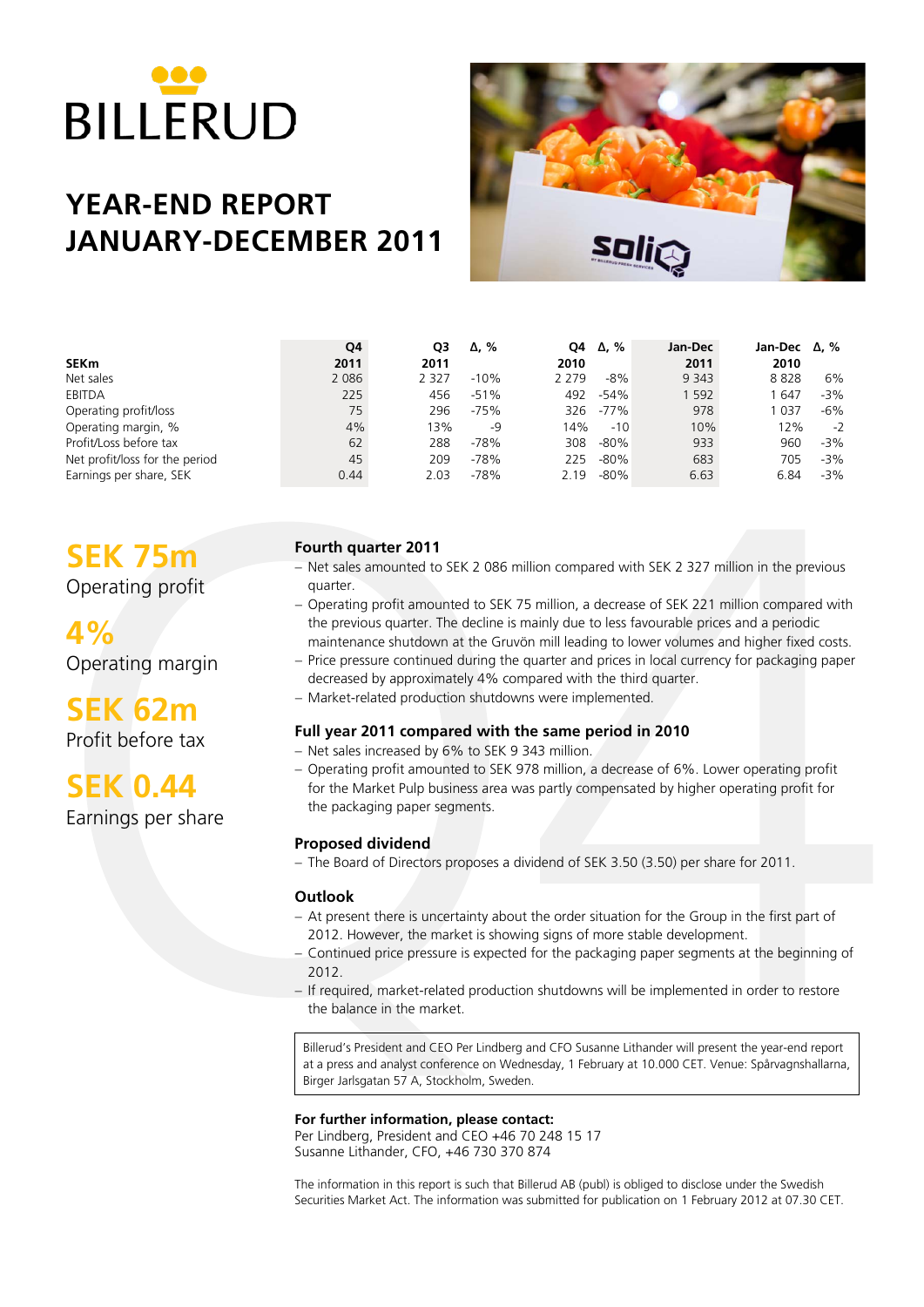# BILLERUD

# YEAR-END REPORT JANUARY-DECEMBER 2011

| SEKm | Q4 2011 | Q3 2011 | Δ, % | Q4 2010 | Δ, % | Jan-Dec 2011 | Jan-Dec 2010 | Δ, % |
|---|---|---|---|---|---|---|---|---|
| Net sales | 2 086 | 2 327 | -10% | 2 279 | -8% | 9 343 | 8 828 | 6% |
| EBITDA | 225 | 456 | -51% | 492 | -54% | 1 592 | 1 647 | -3% |
| Operating profit/loss | 75 | 296 | -75% | 326 | -77% | 978 | 1 037 | -6% |
| Operating margin, % | 4% | 13% | -9 | 14% | -10 | 10% | 12% | -2 |
| Profit/Loss before tax | 62 | 288 | -78% | 308 | -80% | 933 | 960 | -3% |
| Net profit/loss for the period | 45 | 209 | -78% | 225 | -80% | 683 | 705 | -3% |
| Earnings per share, SEK | 0.44 | 2.03 | -78% | 2.19 | -80% | 6.63 | 6.84 | -3% |

**SEK 75m**
Operating profit

**4%**
Operating margin

**SEK 62m**
Profit before tax

**SEK 0.44**
Earnings per share

### Fourth quarter 2011

- Net sales amounted to SEK 2 086 million compared with SEK 2 327 million in the previous quarter.
- Operating profit amounted to SEK 75 million, a decrease of SEK 221 million compared with the previous quarter. The decline is mainly due to less favourable prices and a periodic maintenance shutdown at the Gruvön mill leading to lower volumes and higher fixed costs.
- Price pressure continued during the quarter and prices in local currency for packaging paper decreased by approximately 4% compared with the third quarter.
- Market-related production shutdowns were implemented.

### Full year 2011 compared with the same period in 2010

- Net sales increased by 6% to SEK 9 343 million.
- Operating profit amounted to SEK 978 million, a decrease of 6%. Lower operating profit for the Market Pulp business area was partly compensated by higher operating profit for the packaging paper segments.

### Proposed dividend

- The Board of Directors proposes a dividend of SEK 3.50 (3.50) per share for 2011.

### Outlook

- At present there is uncertainty about the order situation for the Group in the first part of 2012. However, the market is showing signs of more stable development.
- Continued price pressure is expected for the packaging paper segments at the beginning of 2012.
- If required, market-related production shutdowns will be implemented in order to restore the balance in the market.

Billerud's President and CEO Per Lindberg and CFO Susanne Lithander will present the year-end report at a press and analyst conference on Wednesday, 1 February at 10.000 CET. Venue: Spårvagnshallarna, Birger Jarlsgatan 57 A, Stockholm, Sweden.

**For further information, please contact:**
Per Lindberg, President and CEO +46 70 248 15 17
Susanne Lithander, CFO, +46 730 370 874

The information in this report is such that Billerud AB (publ) is obliged to disclose under the Swedish Securities Market Act. The information was submitted for publication on 1 February 2012 at 07.30 CET.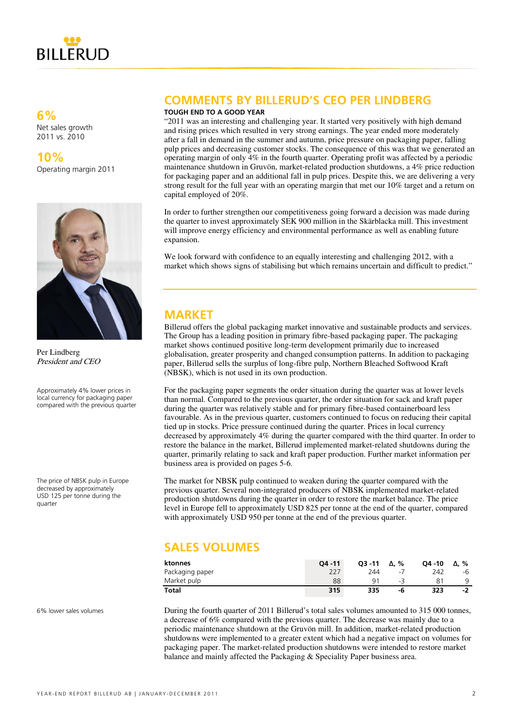**6%**
Net sales growth 2011 vs. 2010

**10%**
Operating margin 2011

Per Lindberg
*President and CEO*

## COMMENTS BY BILLERUD'S CEO PER LINDBERG

**TOUGH END TO A GOOD YEAR**

"2011 was an interesting and challenging year. It started very positively with high demand and rising prices which resulted in very strong earnings. The year ended more moderately after a fall in demand in the summer and autumn, price pressure on packaging paper, falling pulp prices and decreasing customer stocks. The consequence of this was that we generated an operating margin of only 4% in the fourth quarter. Operating profit was affected by a periodic maintenance shutdown in Gruvön, market-related production shutdowns, a 4% price reduction for packaging paper and an additional fall in pulp prices. Despite this, we are delivering a very strong result for the full year with an operating margin that met our 10% target and a return on capital employed of 20%.

In order to further strengthen our competitiveness going forward a decision was made during the quarter to invest approximately SEK 900 million in the Skärblacka mill. This investment will improve energy efficiency and environmental performance as well as enabling future expansion.

We look forward with confidence to an equally interesting and challenging 2012, with a market which shows signs of stabilising but which remains uncertain and difficult to predict."

## MARKET

Billerud offers the global packaging market innovative and sustainable products and services. The Group has a leading position in primary fibre-based packaging paper. The packaging market shows continued positive long-term development primarily due to increased globalisation, greater prosperity and changed consumption patterns. In addition to packaging paper, Billerud sells the surplus of long-fibre pulp, Northern Bleached Softwood Kraft (NBSK), which is not used in its own production.

Approximately 4% lower prices in local currency for packaging paper compared with the previous quarter

For the packaging paper segments the order situation during the quarter was at lower levels than normal. Compared to the previous quarter, the order situation for sack and kraft paper during the quarter was relatively stable and for primary fibre-based containerboard less favourable. As in the previous quarter, customers continued to focus on reducing their capital tied up in stocks. Price pressure continued during the quarter. Prices in local currency decreased by approximately 4% during the quarter compared with the third quarter. In order to restore the balance in the market, Billerud implemented market-related shutdowns during the quarter, primarily relating to sack and kraft paper production. Further market information per business area is provided on pages 5-6.

The price of NBSK pulp in Europe decreased by approximately USD 125 per tonne during the quarter

The market for NBSK pulp continued to weaken during the quarter compared with the previous quarter. Several non-integrated producers of NBSK implemented market-related production shutdowns during the quarter in order to restore the market balance. The price level in Europe fell to approximately USD 825 per tonne at the end of the quarter, compared with approximately USD 950 per tonne at the end of the previous quarter.

## SALES VOLUMES

| ktonnes | Q4 -11 | Q3 -11 | Δ, % | Q4 -10 | Δ, % |
|---|---|---|---|---|---|
| Packaging paper | 227 | 244 | -7 | 242 | -6 |
| Market pulp | 88 | 91 | -3 | 81 | 9 |
| **Total** | **315** | **335** | **-6** | **323** | **-2** |

6% lower sales volumes

During the fourth quarter of 2011 Billerud's total sales volumes amounted to 315 000 tonnes, a decrease of 6% compared with the previous quarter. The decrease was mainly due to a periodic maintenance shutdown at the Gruvön mill. In addition, market-related production shutdowns were implemented to a greater extent which had a negative impact on volumes for packaging paper. The market-related production shutdowns were intended to restore market balance and mainly affected the Packaging & Speciality Paper business area.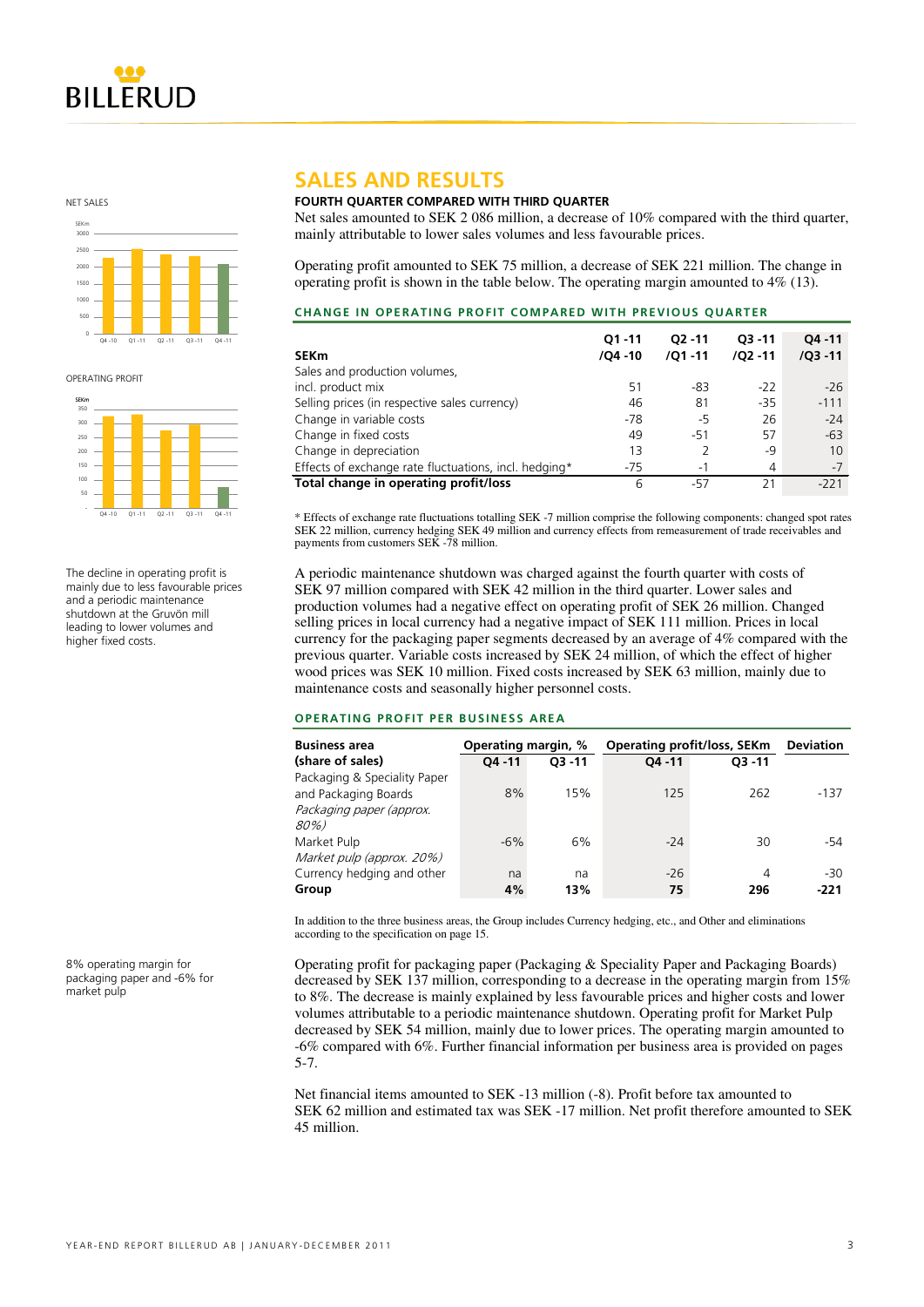NET SALES

OPERATING PROFIT

The decline in operating profit is mainly due to less favourable prices and a periodic maintenance shutdown at the Gruvön mill leading to lower volumes and higher fixed costs.

# SALES AND RESULTS

**FOURTH QUARTER COMPARED WITH THIRD QUARTER**

Net sales amounted to SEK 2 086 million, a decrease of 10% compared with the third quarter, mainly attributable to lower sales volumes and less favourable prices.

Operating profit amounted to SEK 75 million, a decrease of SEK 221 million. The change in operating profit is shown in the table below. The operating margin amounted to 4% (13).

### CHANGE IN OPERATING PROFIT COMPARED WITH PREVIOUS QUARTER

| SEKm | Q1 -11 /Q4 -10 | Q2 -11 /Q1 -11 | Q3 -11 /Q2 -11 | Q4 -11 /Q3 -11 |
|---|---|---|---|---|
| Sales and production volumes, incl. product mix | 51 | -83 | -22 | -26 |
| Selling prices (in respective sales currency) | 46 | 81 | -35 | -111 |
| Change in variable costs | -78 | -5 | 26 | -24 |
| Change in fixed costs | 49 | -51 | 57 | -63 |
| Change in depreciation | 13 | 2 | -9 | 10 |
| Effects of exchange rate fluctuations, incl. hedging* | -75 | -1 | 4 | -7 |
| **Total change in operating profit/loss** | 6 | -57 | 21 | -221 |

* Effects of exchange rate fluctuations totalling SEK -7 million comprise the following components: changed spot rates SEK 22 million, currency hedging SEK 49 million and currency effects from remeasurement of trade receivables and payments from customers SEK -78 million.

A periodic maintenance shutdown was charged against the fourth quarter with costs of SEK 97 million compared with SEK 42 million in the third quarter. Lower sales and production volumes had a negative effect on operating profit of SEK 26 million. Changed selling prices in local currency had a negative impact of SEK 111 million. Prices in local currency for the packaging paper segments decreased by an average of 4% compared with the previous quarter. Variable costs increased by SEK 24 million, of which the effect of higher wood prices was SEK 10 million. Fixed costs increased by SEK 63 million, mainly due to maintenance costs and seasonally higher personnel costs.

### OPERATING PROFIT PER BUSINESS AREA

| Business area (share of sales) | Operating margin, % Q4 -11 | Operating margin, % Q3 -11 | Operating profit/loss, SEKm Q4 -11 | Operating profit/loss, SEKm Q3 -11 | Deviation |
|---|---|---|---|---|---|
| Packaging & Speciality Paper and Packaging Boards *Packaging paper (approx. 80%)* | 8% | 15% | 125 | 262 | -137 |
| Market Pulp *Market pulp (approx. 20%)* | -6% | 6% | -24 | 30 | -54 |
| Currency hedging and other | na | na | -26 | 4 | -30 |
| **Group** | **4%** | **13%** | **75** | **296** | **-221** |

In addition to the three business areas, the Group includes Currency hedging, etc., and Other and eliminations according to the specification on page 15.

8% operating margin for packaging paper and -6% for market pulp

Operating profit for packaging paper (Packaging & Speciality Paper and Packaging Boards) decreased by SEK 137 million, corresponding to a decrease in the operating margin from 15% to 8%. The decrease is mainly explained by less favourable prices and higher costs and lower volumes attributable to a periodic maintenance shutdown. Operating profit for Market Pulp decreased by SEK 54 million, mainly due to lower prices. The operating margin amounted to -6% compared with 6%. Further financial information per business area is provided on pages 5-7.

Net financial items amounted to SEK -13 million (-8). Profit before tax amounted to SEK 62 million and estimated tax was SEK -17 million. Net profit therefore amounted to SEK 45 million.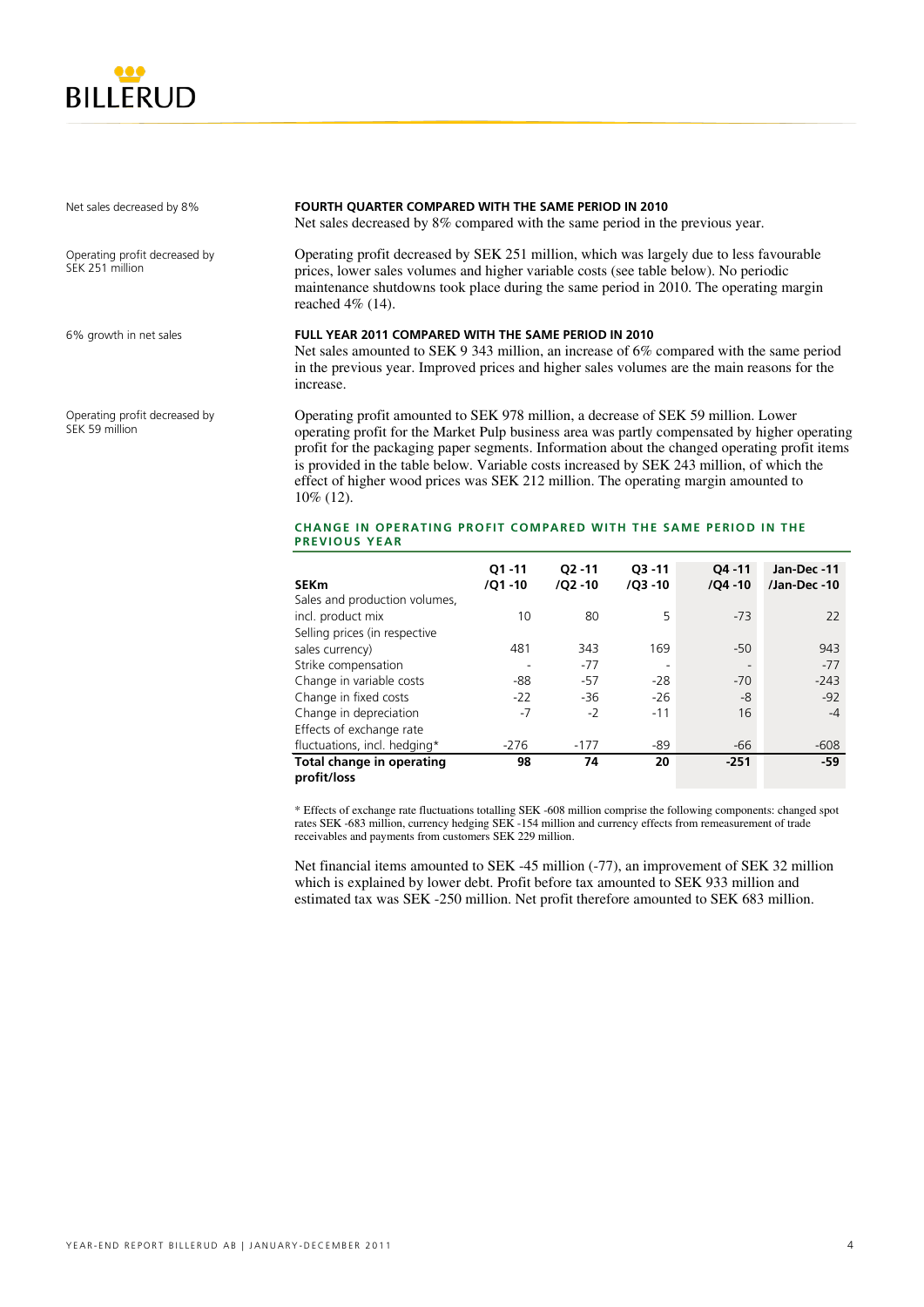Net sales decreased by 8%

### FOURTH QUARTER COMPARED WITH THE SAME PERIOD IN 2010

Net sales decreased by 8% compared with the same period in the previous year.

Operating profit decreased by SEK 251 million

Operating profit decreased by SEK 251 million, which was largely due to less favourable prices, lower sales volumes and higher variable costs (see table below). No periodic maintenance shutdowns took place during the same period in 2010. The operating margin reached 4% (14).

6% growth in net sales

### FULL YEAR 2011 COMPARED WITH THE SAME PERIOD IN 2010

Net sales amounted to SEK 9 343 million, an increase of 6% compared with the same period in the previous year. Improved prices and higher sales volumes are the main reasons for the increase.

Operating profit decreased by SEK 59 million

Operating profit amounted to SEK 978 million, a decrease of SEK 59 million. Lower operating profit for the Market Pulp business area was partly compensated by higher operating profit for the packaging paper segments. Information about the changed operating profit items is provided in the table below. Variable costs increased by SEK 243 million, of which the effect of higher wood prices was SEK 212 million. The operating margin amounted to 10% (12).

#### CHANGE IN OPERATING PROFIT COMPARED WITH THE SAME PERIOD IN THE PREVIOUS YEAR

| SEKm | Q1 -11 /Q1 -10 | Q2 -11 /Q2 -10 | Q3 -11 /Q3 -10 | Q4 -11 /Q4 -10 | Jan-Dec -11 /Jan-Dec -10 |
|---|---|---|---|---|---|
| Sales and production volumes, incl. product mix | 10 | 80 | 5 | -73 | 22 |
| Selling prices (in respective sales currency) | 481 | 343 | 169 | -50 | 943 |
| Strike compensation | - | -77 | - | - | -77 |
| Change in variable costs | -88 | -57 | -28 | -70 | -243 |
| Change in fixed costs | -22 | -36 | -26 | -8 | -92 |
| Change in depreciation | -7 | -2 | -11 | 16 | -4 |
| Effects of exchange rate fluctuations, incl. hedging* | -276 | -177 | -89 | -66 | -608 |
| **Total change in operating profit/loss** | **98** | **74** | **20** | **-251** | **-59** |

\* Effects of exchange rate fluctuations totalling SEK -608 million comprise the following components: changed spot rates SEK -683 million, currency hedging SEK -154 million and currency effects from remeasurement of trade receivables and payments from customers SEK 229 million.

Net financial items amounted to SEK -45 million (-77), an improvement of SEK 32 million which is explained by lower debt. Profit before tax amounted to SEK 933 million and estimated tax was SEK -250 million. Net profit therefore amounted to SEK 683 million.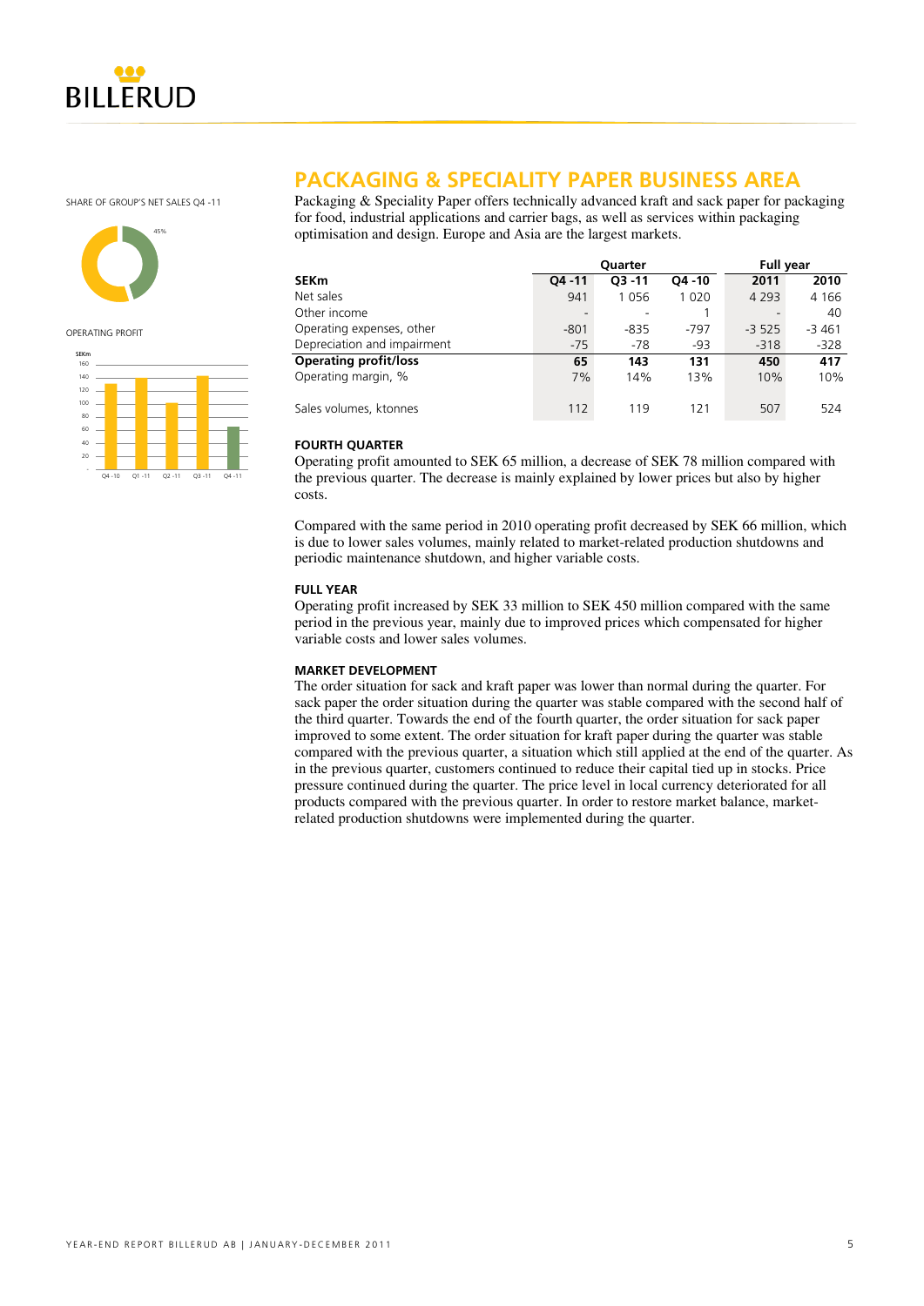SHARE OF GROUP'S NET SALES Q4 -11

45%

OPERATING PROFIT

# PACKAGING & SPECIALITY PAPER BUSINESS AREA

Packaging & Speciality Paper offers technically advanced kraft and sack paper for packaging for food, industrial applications and carrier bags, as well as services within packaging optimisation and design. Europe and Asia are the largest markets.

| | Quarter | | | Full year | |
|---|---|---|---|---|---|
| **SEKm** | **Q4 -11** | **Q3 -11** | **Q4 -10** | **2011** | **2010** |
| Net sales | 941 | 1 056 | 1 020 | 4 293 | 4 166 |
| Other income | - | - | 1 | - | 40 |
| Operating expenses, other | -801 | -835 | -797 | -3 525 | -3 461 |
| Depreciation and impairment | -75 | -78 | -93 | -318 | -328 |
| **Operating profit/loss** | **65** | **143** | **131** | **450** | **417** |
| Operating margin, % | 7% | 14% | 13% | 10% | 10% |
| Sales volumes, ktonnes | 112 | 119 | 121 | 507 | 524 |

#### FOURTH QUARTER

Operating profit amounted to SEK 65 million, a decrease of SEK 78 million compared with the previous quarter. The decrease is mainly explained by lower prices but also by higher costs.

Compared with the same period in 2010 operating profit decreased by SEK 66 million, which is due to lower sales volumes, mainly related to market-related production shutdowns and periodic maintenance shutdown, and higher variable costs.

#### FULL YEAR

Operating profit increased by SEK 33 million to SEK 450 million compared with the same period in the previous year, mainly due to improved prices which compensated for higher variable costs and lower sales volumes.

#### MARKET DEVELOPMENT

The order situation for sack and kraft paper was lower than normal during the quarter. For sack paper the order situation during the quarter was stable compared with the second half of the third quarter. Towards the end of the fourth quarter, the order situation for sack paper improved to some extent. The order situation for kraft paper during the quarter was stable compared with the previous quarter, a situation which still applied at the end of the quarter. As in the previous quarter, customers continued to reduce their capital tied up in stocks. Price pressure continued during the quarter. The price level in local currency deteriorated for all products compared with the previous quarter. In order to restore market balance, market-related production shutdowns were implemented during the quarter.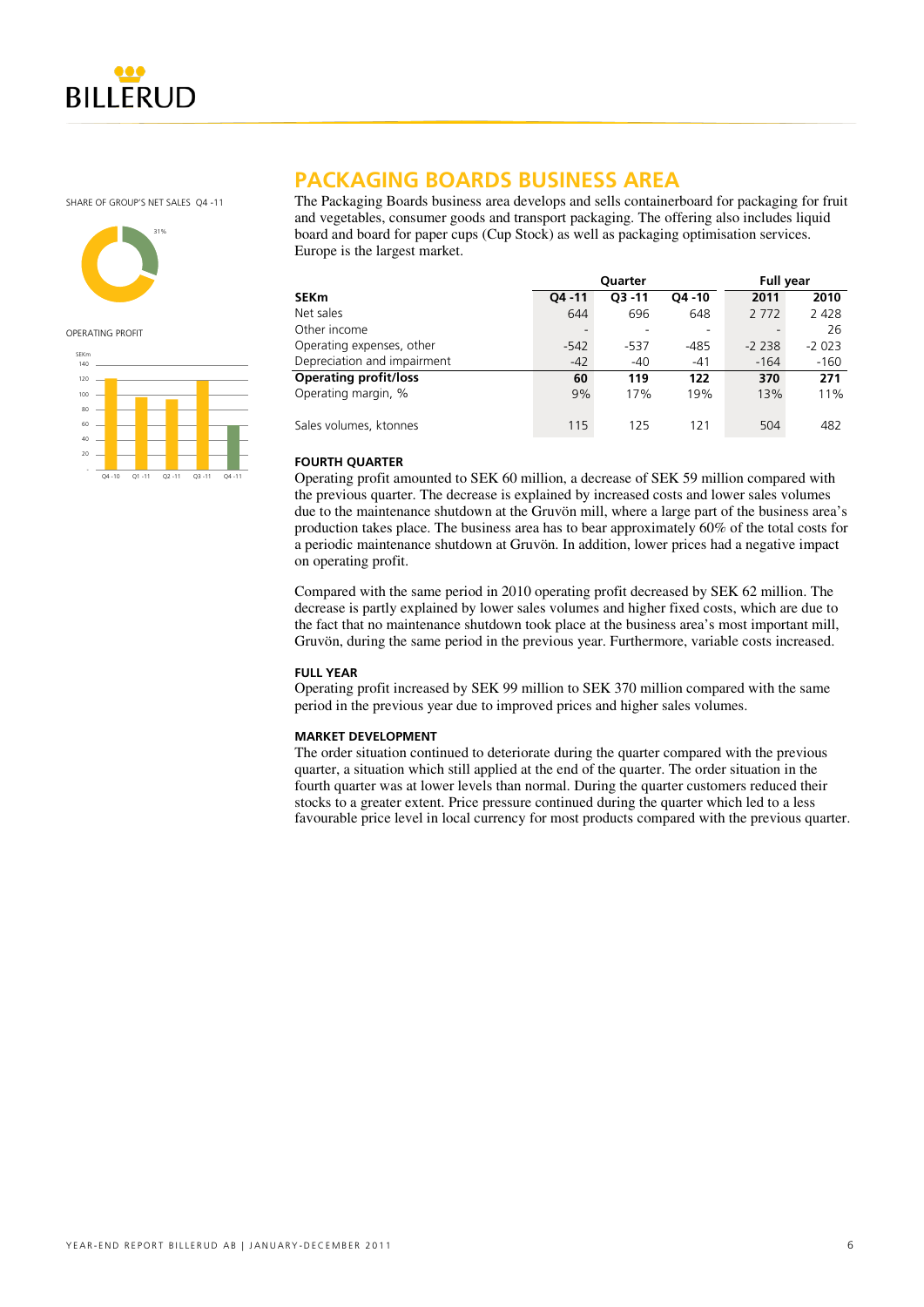SHARE OF GROUP'S NET SALES Q4 -11

OPERATING PROFIT

# PACKAGING BOARDS BUSINESS AREA

The Packaging Boards business area develops and sells containerboard for packaging for fruit and vegetables, consumer goods and transport packaging. The offering also includes liquid board and board for paper cups (Cup Stock) as well as packaging optimisation services. Europe is the largest market.

| | Quarter | | | Full year | |
|---|---|---|---|---|---|
| **SEKm** | **Q4 -11** | **Q3 -11** | **Q4 -10** | **2011** | **2010** |
| Net sales | 644 | 696 | 648 | 2 772 | 2 428 |
| Other income | - | - | - | - | 26 |
| Operating expenses, other | -542 | -537 | -485 | -2 238 | -2 023 |
| Depreciation and impairment | -42 | -40 | -41 | -164 | -160 |
| **Operating profit/loss** | **60** | **119** | **122** | **370** | **271** |
| Operating margin, % | 9% | 17% | 19% | 13% | 11% |
| | | | | | |
| Sales volumes, ktonnes | 115 | 125 | 121 | 504 | 482 |

### FOURTH QUARTER

Operating profit amounted to SEK 60 million, a decrease of SEK 59 million compared with the previous quarter. The decrease is explained by increased costs and lower sales volumes due to the maintenance shutdown at the Gruvön mill, where a large part of the business area's production takes place. The business area has to bear approximately 60% of the total costs for a periodic maintenance shutdown at Gruvön. In addition, lower prices had a negative impact on operating profit.

Compared with the same period in 2010 operating profit decreased by SEK 62 million. The decrease is partly explained by lower sales volumes and higher fixed costs, which are due to the fact that no maintenance shutdown took place at the business area's most important mill, Gruvön, during the same period in the previous year. Furthermore, variable costs increased.

### FULL YEAR

Operating profit increased by SEK 99 million to SEK 370 million compared with the same period in the previous year due to improved prices and higher sales volumes.

### MARKET DEVELOPMENT

The order situation continued to deteriorate during the quarter compared with the previous quarter, a situation which still applied at the end of the quarter. The order situation in the fourth quarter was at lower levels than normal. During the quarter customers reduced their stocks to a greater extent. Price pressure continued during the quarter which led to a less favourable price level in local currency for most products compared with the previous quarter.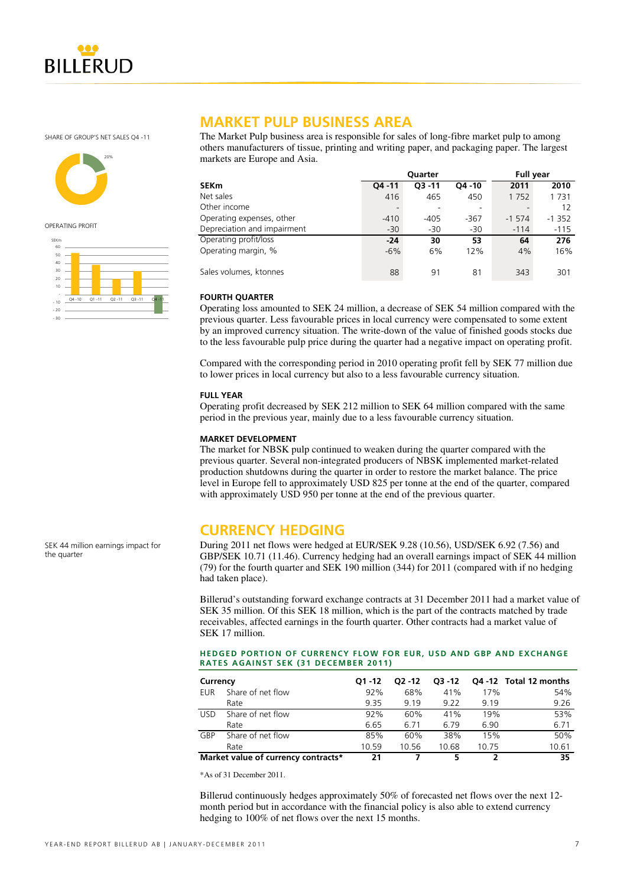SHARE OF GROUP'S NET SALES Q4 -11

20%

OPERATING PROFIT

SEKm

## MARKET PULP BUSINESS AREA

The Market Pulp business area is responsible for sales of long-fibre market pulp to among others manufacturers of tissue, printing and writing paper, and packaging paper. The largest markets are Europe and Asia.

| | Quarter | | | Full year | |
|---|---|---|---|---|---|
| **SEKm** | **Q4 -11** | **Q3 -11** | **Q4 -10** | **2011** | **2010** |
| Net sales | 416 | 465 | 450 | 1 752 | 1 731 |
| Other income | - | - | - | - | 12 |
| Operating expenses, other | -410 | -405 | -367 | -1 574 | -1 352 |
| Depreciation and impairment | -30 | -30 | -30 | -114 | -115 |
| Operating profit/loss | **-24** | **30** | **53** | **64** | **276** |
| Operating margin, % | -6% | 6% | 12% | 4% | 16% |
| Sales volumes, ktonnes | 88 | 91 | 81 | 343 | 301 |

#### FOURTH QUARTER

Operating loss amounted to SEK 24 million, a decrease of SEK 54 million compared with the previous quarter. Less favourable prices in local currency were compensated to some extent by an improved currency situation. The write-down of the value of finished goods stocks due to the less favourable pulp price during the quarter had a negative impact on operating profit.

Compared with the corresponding period in 2010 operating profit fell by SEK 77 million due to lower prices in local currency but also to a less favourable currency situation.

#### FULL YEAR

Operating profit decreased by SEK 212 million to SEK 64 million compared with the same period in the previous year, mainly due to a less favourable currency situation.

#### MARKET DEVELOPMENT

The market for NBSK pulp continued to weaken during the quarter compared with the previous quarter. Several non-integrated producers of NBSK implemented market-related production shutdowns during the quarter in order to restore the market balance. The price level in Europe fell to approximately USD 825 per tonne at the end of the quarter, compared with approximately USD 950 per tonne at the end of the previous quarter.

## CURRENCY HEDGING

SEK 44 million earnings impact for the quarter

During 2011 net flows were hedged at EUR/SEK 9.28 (10.56), USD/SEK 6.92 (7.56) and GBP/SEK 10.71 (11.46). Currency hedging had an overall earnings impact of SEK 44 million (79) for the fourth quarter and SEK 190 million (344) for 2011 (compared with if no hedging had taken place).

Billerud's outstanding forward exchange contracts at 31 December 2011 had a market value of SEK 35 million. Of this SEK 18 million, which is the part of the contracts matched by trade receivables, affected earnings in the fourth quarter. Other contracts had a market value of SEK 17 million.

**HEDGED PORTION OF CURRENCY FLOW FOR EUR, USD AND GBP AND EXCHANGE RATES AGAINST SEK (31 DECEMBER 2011)**

| Currency | | Q1 -12 | Q2 -12 | Q3 -12 | Q4 -12 | Total 12 months |
|---|---|---|---|---|---|---|
| EUR | Share of net flow | 92% | 68% | 41% | 17% | 54% |
| | Rate | 9.35 | 9.19 | 9.22 | 9.19 | 9.26 |
| USD | Share of net flow | 92% | 60% | 41% | 19% | 53% |
| | Rate | 6.65 | 6.71 | 6.79 | 6.90 | 6.71 |
| GBP | Share of net flow | 85% | 60% | 38% | 15% | 50% |
| | Rate | 10.59 | 10.56 | 10.68 | 10.75 | 10.61 |
| **Market value of currency contracts*** | | **21** | **7** | **5** | **2** | **35** |

*As of 31 December 2011.

Billerud continuously hedges approximately 50% of forecasted net flows over the next 12-month period but in accordance with the financial policy is also able to extend currency hedging to 100% of net flows over the next 15 months.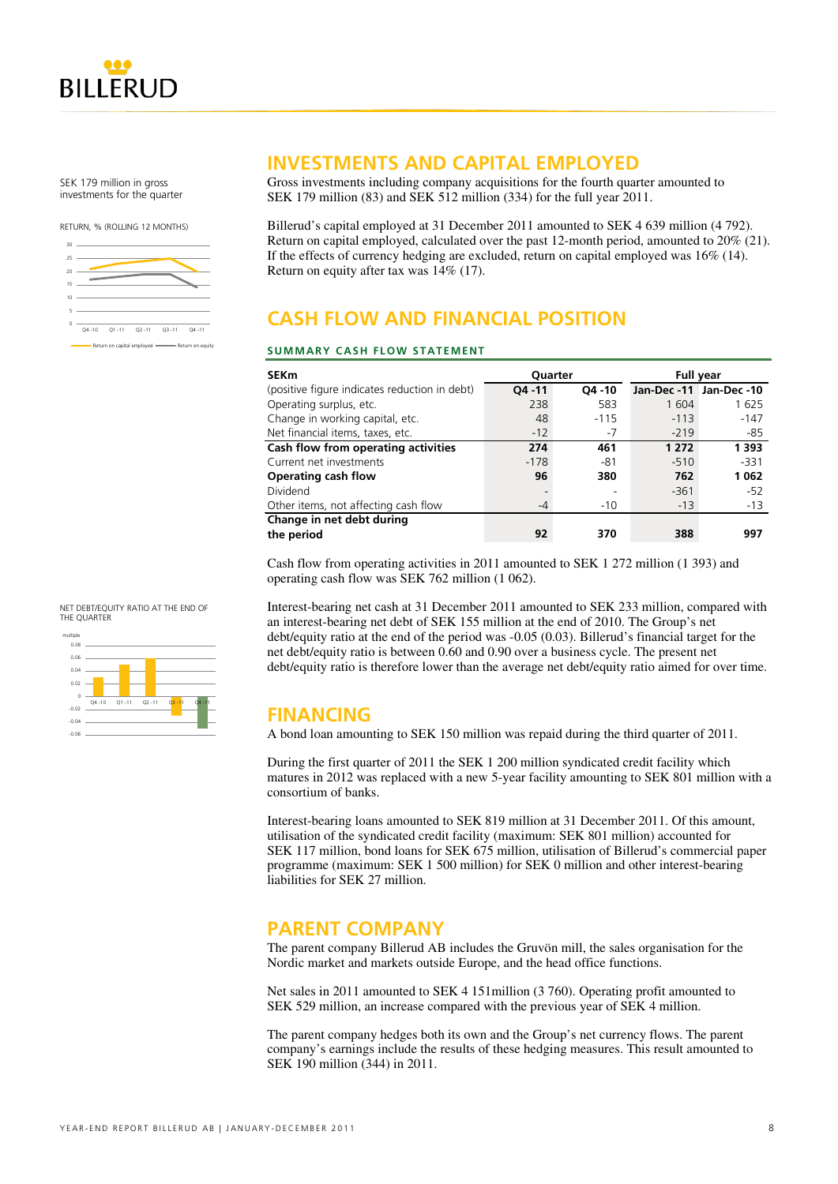SEK 179 million in gross investments for the quarter

RETURN, % (ROLLING 12 MONTHS)

## INVESTMENTS AND CAPITAL EMPLOYED

Gross investments including company acquisitions for the fourth quarter amounted to SEK 179 million (83) and SEK 512 million (334) for the full year 2011.

Billerud's capital employed at 31 December 2011 amounted to SEK 4 639 million (4 792). Return on capital employed, calculated over the past 12-month period, amounted to 20% (21). If the effects of currency hedging are excluded, return on capital employed was 16% (14). Return on equity after tax was 14% (17).

## CASH FLOW AND FINANCIAL POSITION

### SUMMARY CASH FLOW STATEMENT

| SEKm | Quarter | | Full year | |
|---|---|---|---|---|
| (positive figure indicates reduction in debt) | Q4 -11 | Q4 -10 | Jan-Dec -11 | Jan-Dec -10 |
| Operating surplus, etc. | 238 | 583 | 1 604 | 1 625 |
| Change in working capital, etc. | 48 | -115 | -113 | -147 |
| Net financial items, taxes, etc. | -12 | -7 | -219 | -85 |
| **Cash flow from operating activities** | **274** | **461** | **1 272** | **1 393** |
| Current net investments | -178 | -81 | -510 | -331 |
| **Operating cash flow** | **96** | **380** | **762** | **1 062** |
| Dividend | - | - | -361 | -52 |
| Other items, not affecting cash flow | -4 | -10 | -13 | -13 |
| **Change in net debt during the period** | **92** | **370** | **388** | **997** |

Cash flow from operating activities in 2011 amounted to SEK 1 272 million (1 393) and operating cash flow was SEK 762 million (1 062).

NET DEBT/EQUITY RATIO AT THE END OF THE QUARTER

Interest-bearing net cash at 31 December 2011 amounted to SEK 233 million, compared with an interest-bearing net debt of SEK 155 million at the end of 2010. The Group's net debt/equity ratio at the end of the period was -0.05 (0.03). Billerud's financial target for the net debt/equity ratio is between 0.60 and 0.90 over a business cycle. The present net debt/equity ratio is therefore lower than the average net debt/equity ratio aimed for over time.

## FINANCING

A bond loan amounting to SEK 150 million was repaid during the third quarter of 2011.

During the first quarter of 2011 the SEK 1 200 million syndicated credit facility which matures in 2012 was replaced with a new 5-year facility amounting to SEK 801 million with a consortium of banks.

Interest-bearing loans amounted to SEK 819 million at 31 December 2011. Of this amount, utilisation of the syndicated credit facility (maximum: SEK 801 million) accounted for SEK 117 million, bond loans for SEK 675 million, utilisation of Billerud's commercial paper programme (maximum: SEK 1 500 million) for SEK 0 million and other interest-bearing liabilities for SEK 27 million.

## PARENT COMPANY

The parent company Billerud AB includes the Gruvön mill, the sales organisation for the Nordic market and markets outside Europe, and the head office functions.

Net sales in 2011 amounted to SEK 4 151million (3 760). Operating profit amounted to SEK 529 million, an increase compared with the previous year of SEK 4 million.

The parent company hedges both its own and the Group's net currency flows. The parent company's earnings include the results of these hedging measures. This result amounted to SEK 190 million (344) in 2011.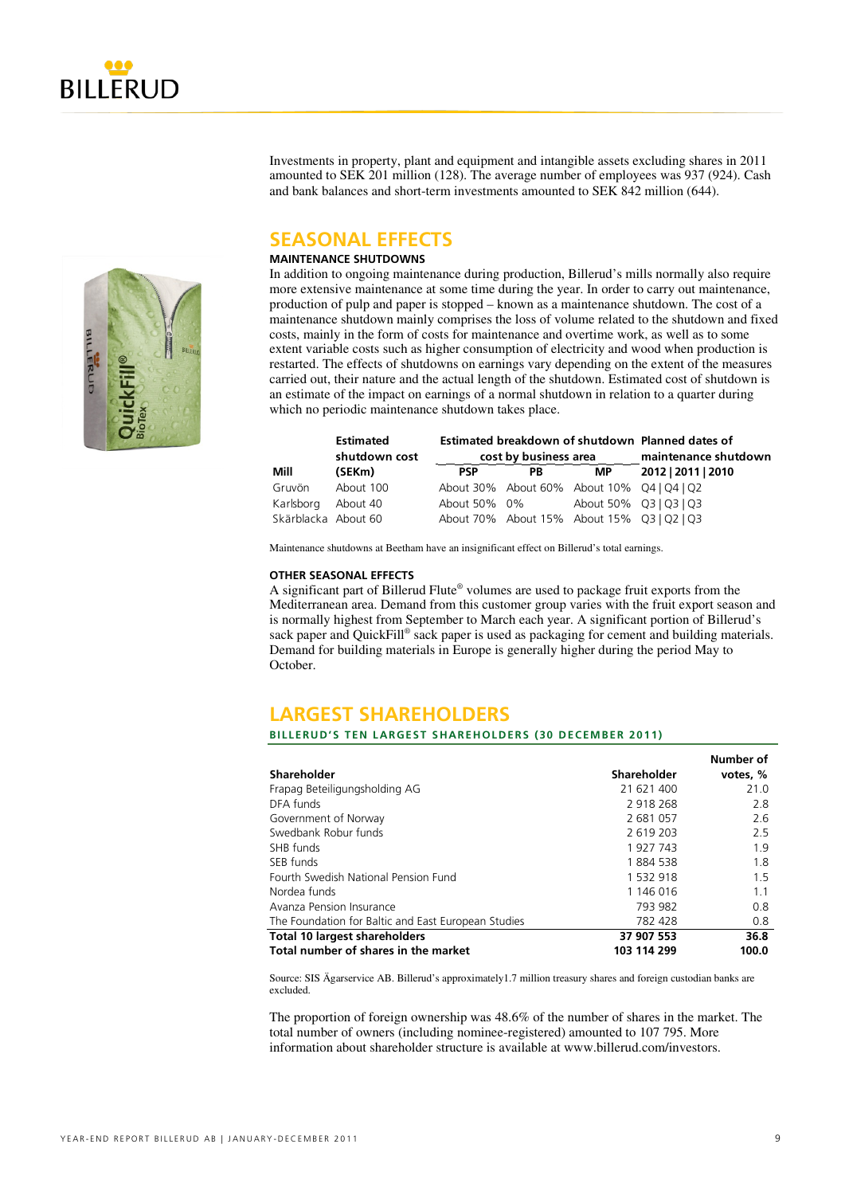Investments in property, plant and equipment and intangible assets excluding shares in 2011 amounted to SEK 201 million (128). The average number of employees was 937 (924). Cash and bank balances and short-term investments amounted to SEK 842 million (644).

## SEASONAL EFFECTS

### MAINTENANCE SHUTDOWNS

In addition to ongoing maintenance during production, Billerud's mills normally also require more extensive maintenance at some time during the year. In order to carry out maintenance, production of pulp and paper is stopped – known as a maintenance shutdown. The cost of a maintenance shutdown mainly comprises the loss of volume related to the shutdown and fixed costs, mainly in the form of costs for maintenance and overtime work, as well as to some extent variable costs such as higher consumption of electricity and wood when production is restarted. The effects of shutdowns on earnings vary depending on the extent of the measures carried out, their nature and the actual length of the shutdown. Estimated cost of shutdown is an estimate of the impact on earnings of a normal shutdown in relation to a quarter during which no periodic maintenance shutdown takes place.

| Mill | Estimated shutdown cost (SEKm) | Estimated breakdown of shutdown cost by business area | | | Planned dates of maintenance shutdown |
|---|---|---|---|---|---|
| | | PSP | PB | MP | 2012 \| 2011 \| 2010 |
| Gruvön | About 100 | About 30% | About 60% | About 10% | Q4 \| Q4 \| Q2 |
| Karlsborg | About 40 | About 50% | 0% | About 50% | Q3 \| Q3 \| Q3 |
| Skärblacka | About 60 | About 70% | About 15% | About 15% | Q3 \| Q2 \| Q3 |

Maintenance shutdowns at Beetham have an insignificant effect on Billerud's total earnings.

### OTHER SEASONAL EFFECTS

A significant part of Billerud Flute® volumes are used to package fruit exports from the Mediterranean area. Demand from this customer group varies with the fruit export season and is normally highest from September to March each year. A significant portion of Billerud's sack paper and QuickFill® sack paper is used as packaging for cement and building materials. Demand for building materials in Europe is generally higher during the period May to October.

## LARGEST SHAREHOLDERS

### BILLERUD'S TEN LARGEST SHAREHOLDERS (30 DECEMBER 2011)

| Shareholder | Shareholder | Number of votes, % |
|---|---|---|
| Frapag Beteiligungsholding AG | 21 621 400 | 21.0 |
| DFA funds | 2 918 268 | 2.8 |
| Government of Norway | 2 681 057 | 2.6 |
| Swedbank Robur funds | 2 619 203 | 2.5 |
| SHB funds | 1 927 743 | 1.9 |
| SEB funds | 1 884 538 | 1.8 |
| Fourth Swedish National Pension Fund | 1 532 918 | 1.5 |
| Nordea funds | 1 146 016 | 1.1 |
| Avanza Pension Insurance | 793 982 | 0.8 |
| The Foundation for Baltic and East European Studies | 782 428 | 0.8 |
| **Total 10 largest shareholders** | **37 907 553** | **36.8** |
| **Total number of shares in the market** | **103 114 299** | **100.0** |

Source: SIS Ägarservice AB. Billerud's approximately1.7 million treasury shares and foreign custodian banks are excluded.

The proportion of foreign ownership was 48.6% of the number of shares in the market. The total number of owners (including nominee-registered) amounted to 107 795. More information about shareholder structure is available at www.billerud.com/investors.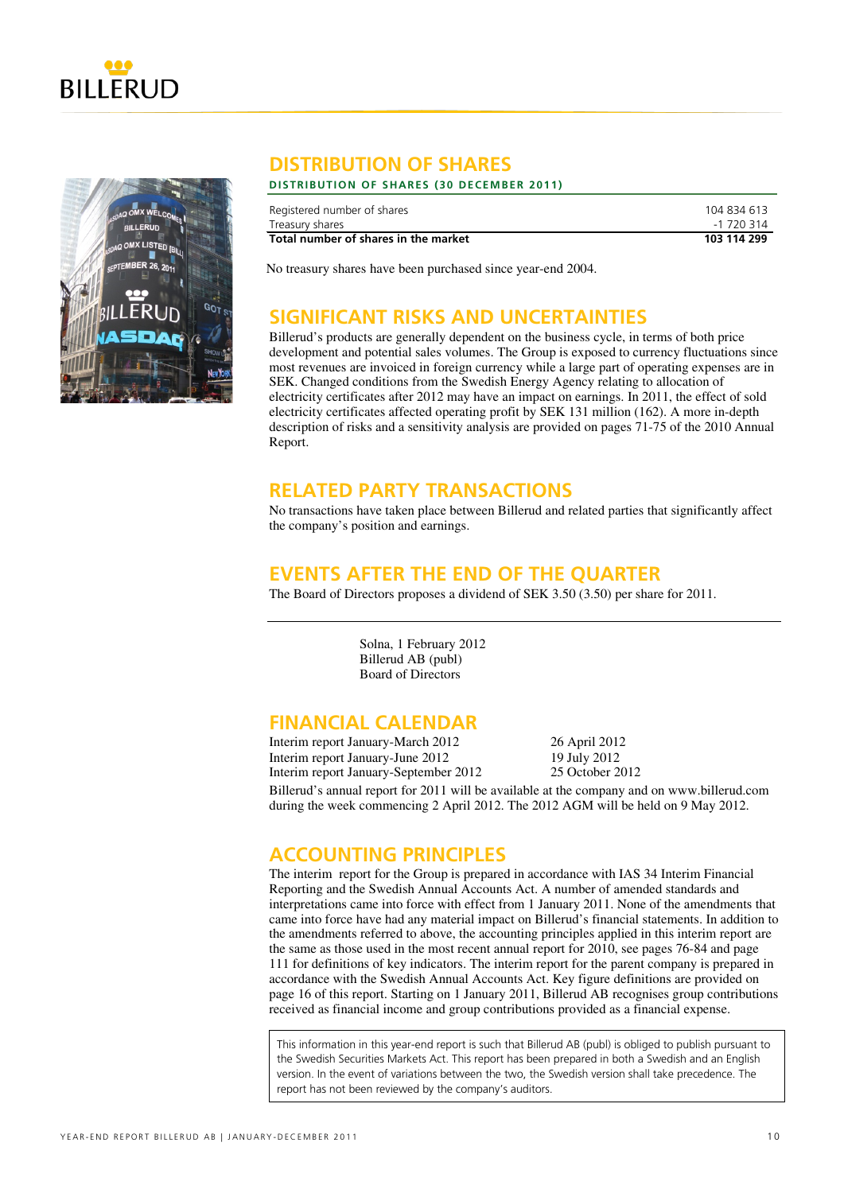## DISTRIBUTION OF SHARES

**DISTRIBUTION OF SHARES (30 DECEMBER 2011)**

| | |
|---|---|
| Registered number of shares | 104 834 613 |
| Treasury shares | -1 720 314 |
| **Total number of shares in the market** | **103 114 299** |

No treasury shares have been purchased since year-end 2004.

## SIGNIFICANT RISKS AND UNCERTAINTIES

Billerud's products are generally dependent on the business cycle, in terms of both price development and potential sales volumes. The Group is exposed to currency fluctuations since most revenues are invoiced in foreign currency while a large part of operating expenses are in SEK. Changed conditions from the Swedish Energy Agency relating to allocation of electricity certificates after 2012 may have an impact on earnings. In 2011, the effect of sold electricity certificates affected operating profit by SEK 131 million (162). A more in-depth description of risks and a sensitivity analysis are provided on pages 71-75 of the 2010 Annual Report.

## RELATED PARTY TRANSACTIONS

No transactions have taken place between Billerud and related parties that significantly affect the company's position and earnings.

## EVENTS AFTER THE END OF THE QUARTER

The Board of Directors proposes a dividend of SEK 3.50 (3.50) per share for 2011.

Solna, 1 February 2012
Billerud AB (publ)
Board of Directors

## FINANCIAL CALENDAR

| | |
|---|---|
| Interim report January-March 2012 | 26 April 2012 |
| Interim report January-June 2012 | 19 July 2012 |
| Interim report January-September 2012 | 25 October 2012 |

Billerud's annual report for 2011 will be available at the company and on www.billerud.com during the week commencing 2 April 2012. The 2012 AGM will be held on 9 May 2012.

## ACCOUNTING PRINCIPLES

The interim report for the Group is prepared in accordance with IAS 34 Interim Financial Reporting and the Swedish Annual Accounts Act. A number of amended standards and interpretations came into force with effect from 1 January 2011. None of the amendments that came into force have had any material impact on Billerud's financial statements. In addition to the amendments referred to above, the accounting principles applied in this interim report are the same as those used in the most recent annual report for 2010, see pages 76-84 and page 111 for definitions of key indicators. The interim report for the parent company is prepared in accordance with the Swedish Annual Accounts Act. Key figure definitions are provided on page 16 of this report. Starting on 1 January 2011, Billerud AB recognises group contributions received as financial income and group contributions provided as a financial expense.

This information in this year-end report is such that Billerud AB (publ) is obliged to publish pursuant to the Swedish Securities Markets Act. This report has been prepared in both a Swedish and an English version. In the event of variations between the two, the Swedish version shall take precedence. The report has not been reviewed by the company's auditors.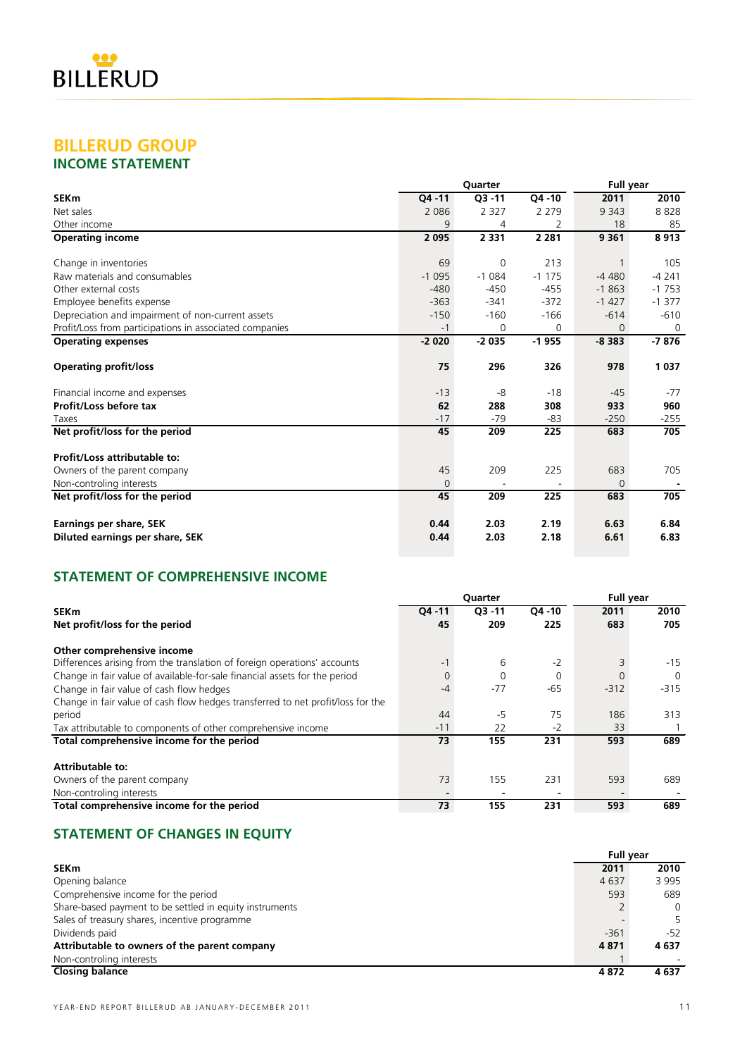# BILLERUD GROUP

## INCOME STATEMENT

| SEKm | Quarter | | | Full year | |
|---|---|---|---|---|---|
| | Q4 -11 | Q3 -11 | Q4 -10 | 2011 | 2010 |
| Net sales | 2 086 | 2 327 | 2 279 | 9 343 | 8 828 |
| Other income | 9 | 4 | 2 | 18 | 85 |
| **Operating income** | **2 095** | **2 331** | **2 281** | **9 361** | **8 913** |
| | | | | | |
| Change in inventories | 69 | 0 | 213 | 1 | 105 |
| Raw materials and consumables | -1 095 | -1 084 | -1 175 | -4 480 | -4 241 |
| Other external costs | -480 | -450 | -455 | -1 863 | -1 753 |
| Employee benefits expense | -363 | -341 | -372 | -1 427 | -1 377 |
| Depreciation and impairment of non-current assets | -150 | -160 | -166 | -614 | -610 |
| Profit/Loss from participations in associated companies | -1 | 0 | 0 | 0 | 0 |
| **Operating expenses** | **-2 020** | **-2 035** | **-1 955** | **-8 383** | **-7 876** |
| | | | | | |
| **Operating profit/loss** | **75** | **296** | **326** | **978** | **1 037** |
| | | | | | |
| Financial income and expenses | -13 | -8 | -18 | -45 | -77 |
| **Profit/Loss before tax** | **62** | **288** | **308** | **933** | **960** |
| Taxes | -17 | -79 | -83 | -250 | -255 |
| **Net profit/loss for the period** | **45** | **209** | **225** | **683** | **705** |
| | | | | | |
| **Profit/Loss attributable to:** | | | | | |
| Owners of the parent company | 45 | 209 | 225 | 683 | 705 |
| Non-controling interests | 0 | - | - | 0 | - |
| **Net profit/loss for the period** | **45** | **209** | **225** | **683** | **705** |
| | | | | | |
| **Earnings per share, SEK** | **0.44** | **2.03** | **2.19** | **6.63** | **6.84** |
| **Diluted earnings per share, SEK** | **0.44** | **2.03** | **2.18** | **6.61** | **6.83** |

## STATEMENT OF COMPREHENSIVE INCOME

| SEKm | Quarter | | | Full year | |
|---|---|---|---|---|---|
| | Q4 -11 | Q3 -11 | Q4 -10 | 2011 | 2010 |
| **Net profit/loss for the period** | **45** | **209** | **225** | **683** | **705** |
| | | | | | |
| **Other comprehensive income** | | | | | |
| Differences arising from the translation of foreign operations' accounts | -1 | 6 | -2 | 3 | -15 |
| Change in fair value of available-for-sale financial assets for the period | 0 | 0 | 0 | 0 | 0 |
| Change in fair value of cash flow hedges | -4 | -77 | -65 | -312 | -315 |
| Change in fair value of cash flow hedges transferred to net profit/loss for the period | 44 | -5 | 75 | 186 | 313 |
| Tax attributable to components of other comprehensive income | -11 | 22 | -2 | 33 | 1 |
| **Total comprehensive income for the period** | **73** | **155** | **231** | **593** | **689** |
| | | | | | |
| **Attributable to:** | | | | | |
| Owners of the parent company | 73 | 155 | 231 | 593 | 689 |
| Non-controling interests | - | - | - | - | - |
| **Total comprehensive income for the period** | **73** | **155** | **231** | **593** | **689** |

## STATEMENT OF CHANGES IN EQUITY

| SEKm | Full year | |
|---|---|---|
| | 2011 | 2010 |
| Opening balance | 4 637 | 3 995 |
| Comprehensive income for the period | 593 | 689 |
| Share-based payment to be settled in equity instruments | 2 | 0 |
| Sales of treasury shares, incentive programme | - | 5 |
| Dividends paid | -361 | -52 |
| **Attributable to owners of the parent company** | **4 871** | **4 637** |
| Non-controling interests | 1 | - |
| **Closing balance** | **4 872** | **4 637** |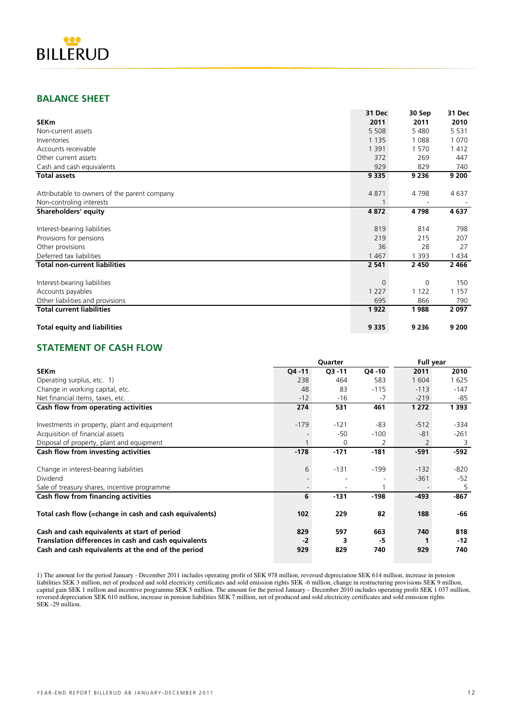## BALANCE SHEET

| SEKm | 31 Dec 2011 | 30 Sep 2011 | 31 Dec 2010 |
|---|---|---|---|
| Non-current assets | 5 508 | 5 480 | 5 531 |
| Inventories | 1 135 | 1 088 | 1 070 |
| Accounts receivable | 1 391 | 1 570 | 1 412 |
| Other current assets | 372 | 269 | 447 |
| Cash and cash equivalents | 929 | 829 | 740 |
| **Total assets** | **9 335** | **9 236** | **9 200** |
| | | | |
| Attributable to owners of the parent company | 4 871 | 4 798 | 4 637 |
| Non-controling interests | 1 | - | - |
| **Shareholders' equity** | **4 872** | **4 798** | **4 637** |
| | | | |
| Interest-bearing liabilities | 819 | 814 | 798 |
| Provisions for pensions | 219 | 215 | 207 |
| Other provisions | 36 | 28 | 27 |
| Deferred tax liabilities | 1 467 | 1 393 | 1 434 |
| **Total non-current liabilities** | **2 541** | **2 450** | **2 466** |
| | | | |
| Interest-bearing liabilities | 0 | 0 | 150 |
| Accounts payables | 1 227 | 1 122 | 1 157 |
| Other liabilities and provisions | 695 | 866 | 790 |
| **Total current liabilities** | **1 922** | **1 988** | **2 097** |
| | | | |
| **Total equity and liabilities** | **9 335** | **9 236** | **9 200** |

## STATEMENT OF CASH FLOW

| | Quarter | | | Full year | |
|---|---|---|---|---|---|
| **SEKm** | **Q4 -11** | **Q3 -11** | **Q4 -10** | **2011** | **2010** |
| Operating surplus, etc. 1) | 238 | 464 | 583 | 1 604 | 1 625 |
| Change in working capital, etc. | 48 | 83 | -115 | -113 | -147 |
| Net financial items, taxes, etc. | -12 | -16 | -7 | -219 | -85 |
| **Cash flow from operating activities** | **274** | **531** | **461** | **1 272** | **1 393** |
| | | | | | |
| Investments in property, plant and equipment | -179 | -121 | -83 | -512 | -334 |
| Acquisition of financial assets | - | -50 | -100 | -81 | -261 |
| Disposal of property, plant and equipment | 1 | 0 | 2 | 2 | 3 |
| **Cash flow from investing activities** | **-178** | **-171** | **-181** | **-591** | **-592** |
| | | | | | |
| Change in interest-bearing liabilities | 6 | -131 | -199 | -132 | -820 |
| Dividend | - | - | - | -361 | -52 |
| Sale of treasury shares, incentive programme | - | - | 1 | - | 5 |
| **Cash flow from financing activities** | **6** | **-131** | **-198** | **-493** | **-867** |
| | | | | | |
| **Total cash flow (=change in cash and cash equivalents)** | **102** | **229** | **82** | **188** | **-66** |
| | | | | | |
| **Cash and cash equivalents at start of period** | **829** | **597** | **663** | **740** | **818** |
| **Translation differences in cash and cash equivalents** | **-2** | **3** | **-5** | **1** | **-12** |
| **Cash and cash equivalents at the end of the period** | **929** | **829** | **740** | **929** | **740** |

1) The amount for the period January - December 2011 includes operating profit of SEK 978 million, reversed depreciation SEK 614 million, increase in pension liabilities SEK 3 million, net of produced and sold electricity certificates and sold emission rights SEK -6 million, change in restructuring provisions SEK 9 million, capital gain SEK 1 million and incentive programme SEK 5 million. The amount for the period January – December 2010 includes operating profit SEK 1 037 million, reversed depreciation SEK 610 million, increase in pension liabilities SEK 7 million, net of produced and sold electricity certificates and sold emission rights SEK -29 million.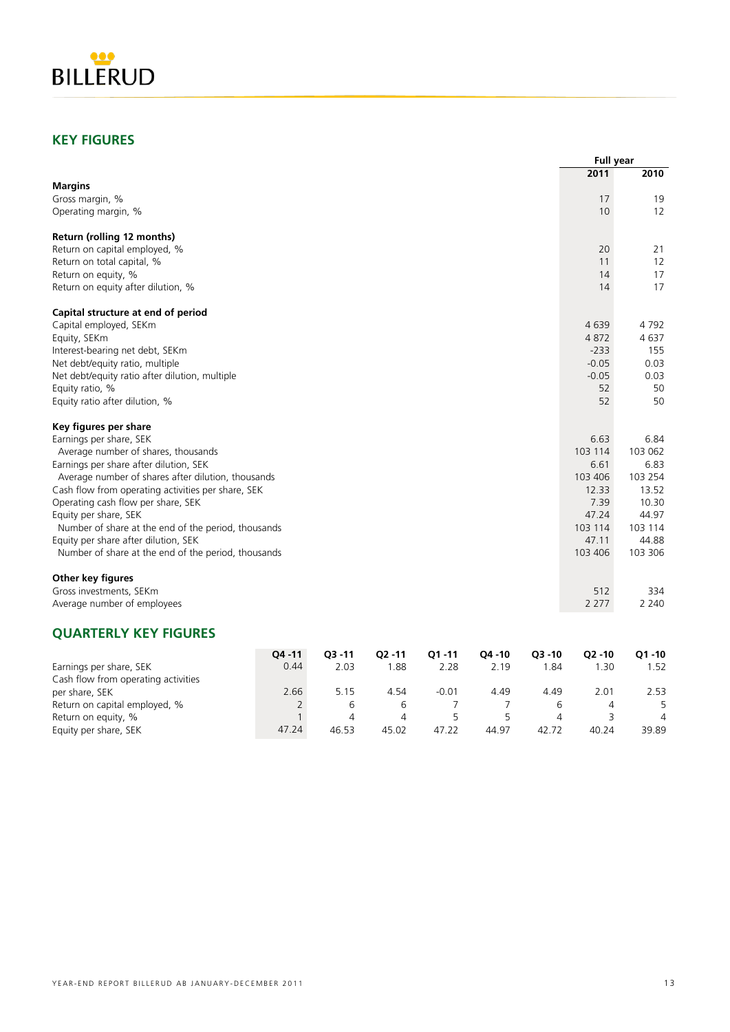## KEY FIGURES

| | Full year | |
|---|---|---|
| | 2011 | 2010 |
| **Margins** | | |
| Gross margin, % | 17 | 19 |
| Operating margin, % | 10 | 12 |
| **Return (rolling 12 months)** | | |
| Return on capital employed, % | 20 | 21 |
| Return on total capital, % | 11 | 12 |
| Return on equity, % | 14 | 17 |
| Return on equity after dilution, % | 14 | 17 |
| **Capital structure at end of period** | | |
| Capital employed, SEKm | 4 639 | 4 792 |
| Equity, SEKm | 4 872 | 4 637 |
| Interest-bearing net debt, SEKm | -233 | 155 |
| Net debt/equity ratio, multiple | -0.05 | 0.03 |
| Net debt/equity ratio after dilution, multiple | -0.05 | 0.03 |
| Equity ratio, % | 52 | 50 |
| Equity ratio after dilution, % | 52 | 50 |
| **Key figures per share** | | |
| Earnings per share, SEK | 6.63 | 6.84 |
| Average number of shares, thousands | 103 114 | 103 062 |
| Earnings per share after dilution, SEK | 6.61 | 6.83 |
| Average number of shares after dilution, thousands | 103 406 | 103 254 |
| Cash flow from operating activities per share, SEK | 12.33 | 13.52 |
| Operating cash flow per share, SEK | 7.39 | 10.30 |
| Equity per share, SEK | 47.24 | 44.97 |
| Number of share at the end of the period, thousands | 103 114 | 103 114 |
| Equity per share after dilution, SEK | 47.11 | 44.88 |
| Number of share at the end of the period, thousands | 103 406 | 103 306 |
| **Other key figures** | | |
| Gross investments, SEKm | 512 | 334 |
| Average number of employees | 2 277 | 2 240 |

## QUARTERLY KEY FIGURES

| | Q4 -11 | Q3 -11 | Q2 -11 | Q1 -11 | Q4 -10 | Q3 -10 | Q2 -10 | Q1 -10 |
|---|---|---|---|---|---|---|---|---|
| Earnings per share, SEK | 0.44 | 2.03 | 1.88 | 2.28 | 2.19 | 1.84 | 1.30 | 1.52 |
| Cash flow from operating activities per share, SEK | 2.66 | 5.15 | 4.54 | -0.01 | 4.49 | 4.49 | 2.01 | 2.53 |
| Return on capital employed, % | 2 | 6 | 6 | 7 | 7 | 6 | 4 | 5 |
| Return on equity, % | 1 | 4 | 4 | 5 | 5 | 4 | 3 | 4 |
| Equity per share, SEK | 47.24 | 46.53 | 45.02 | 47.22 | 44.97 | 42.72 | 40.24 | 39.89 |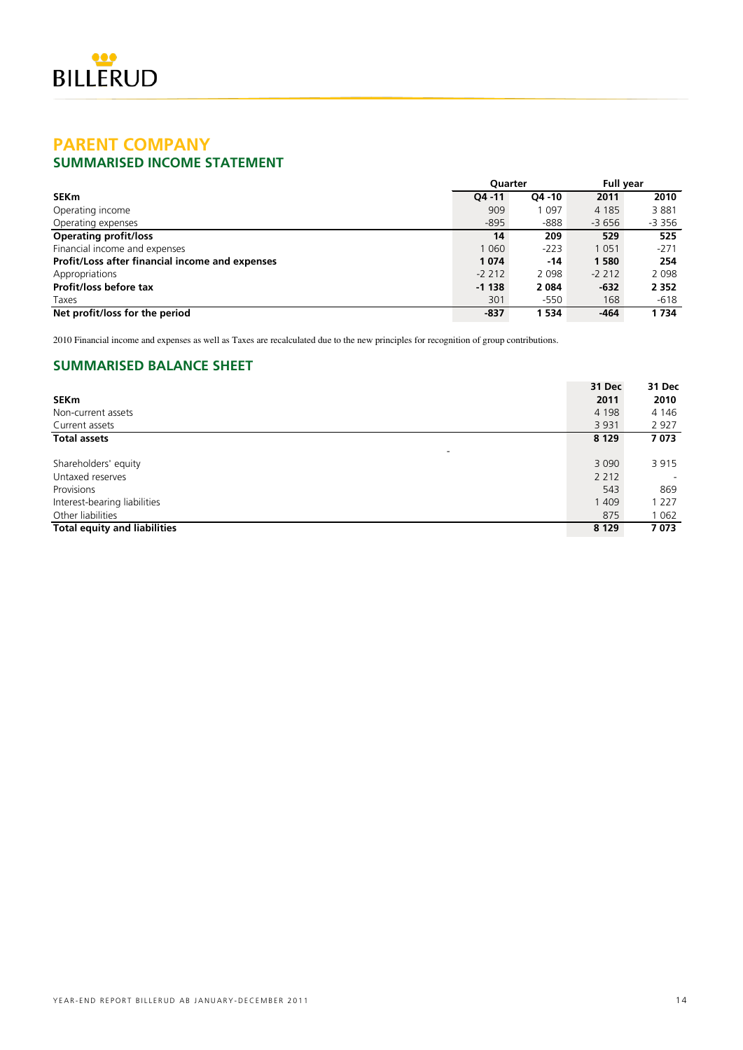# PARENT COMPANY

## SUMMARISED INCOME STATEMENT

| | Quarter | | Full year | |
|---|---|---|---|---|
| **SEKm** | **Q4 -11** | **Q4 -10** | **2011** | **2010** |
| Operating income | 909 | 1 097 | 4 185 | 3 881 |
| Operating expenses | -895 | -888 | -3 656 | -3 356 |
| **Operating profit/loss** | **14** | **209** | **529** | **525** |
| Financial income and expenses | 1 060 | -223 | 1 051 | -271 |
| **Profit/Loss after financial income and expenses** | **1 074** | **-14** | **1 580** | **254** |
| Appropriations | -2 212 | 2 098 | -2 212 | 2 098 |
| **Profit/loss before tax** | **-1 138** | **2 084** | **-632** | **2 352** |
| Taxes | 301 | -550 | 168 | -618 |
| **Net profit/loss for the period** | **-837** | **1 534** | **-464** | **1 734** |

2010 Financial income and expenses as well as Taxes are recalculated due to the new principles for recognition of group contributions.

## SUMMARISED BALANCE SHEET

| | 31 Dec | 31 Dec |
|---|---|---|
| **SEKm** | **2011** | **2010** |
| Non-current assets | 4 198 | 4 146 |
| Current assets | 3 931 | 2 927 |
| **Total assets** | **8 129** | **7 073** |
| | | |
| Shareholders' equity | 3 090 | 3 915 |
| Untaxed reserves | 2 212 | - |
| Provisions | 543 | 869 |
| Interest-bearing liabilities | 1 409 | 1 227 |
| Other liabilities | 875 | 1 062 |
| **Total equity and liabilities** | **8 129** | **7 073** |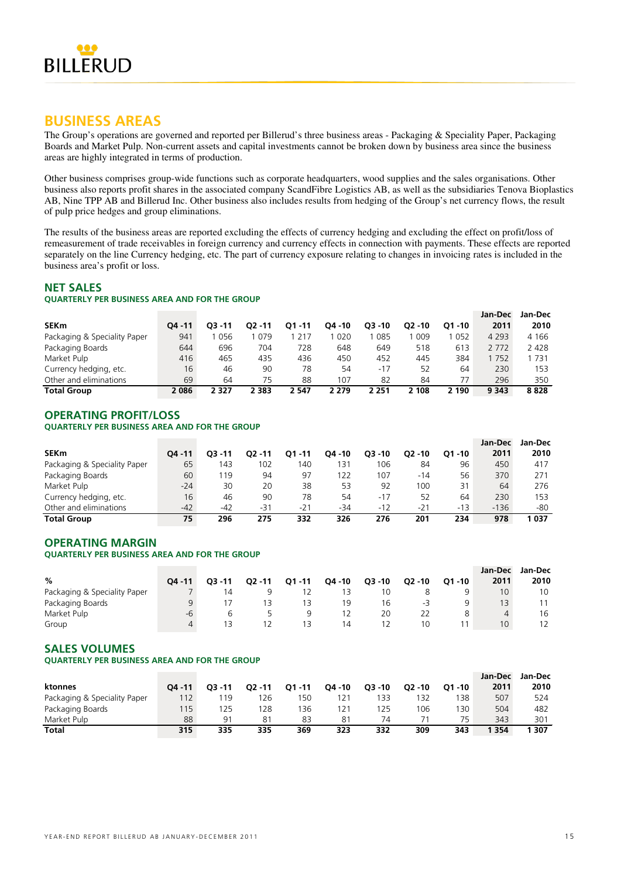# BUSINESS AREAS

The Group's operations are governed and reported per Billerud's three business areas - Packaging & Speciality Paper, Packaging Boards and Market Pulp. Non-current assets and capital investments cannot be broken down by business area since the business areas are highly integrated in terms of production.

Other business comprises group-wide functions such as corporate headquarters, wood supplies and the sales organisations. Other business also reports profit shares in the associated company ScandFibre Logistics AB, as well as the subsidiaries Tenova Bioplastics AB, Nine TPP AB and Billerud Inc. Other business also includes results from hedging of the Group's net currency flows, the result of pulp price hedges and group eliminations.

The results of the business areas are reported excluding the effects of currency hedging and excluding the effect on profit/loss of remeasurement of trade receivables in foreign currency and currency effects in connection with payments. These effects are reported separately on the line Currency hedging, etc. The part of currency exposure relating to changes in invoicing rates is included in the business area's profit or loss.

## NET SALES

### QUARTERLY PER BUSINESS AREA AND FOR THE GROUP

| SEKm | Q4 -11 | Q3 -11 | Q2 -11 | Q1 -11 | Q4 -10 | Q3 -10 | Q2 -10 | Q1 -10 | Jan-Dec 2011 | Jan-Dec 2010 |
|---|---|---|---|---|---|---|---|---|---|---|
| Packaging & Speciality Paper | 941 | 1 056 | 1 079 | 1 217 | 1 020 | 1 085 | 1 009 | 1 052 | 4 293 | 4 166 |
| Packaging Boards | 644 | 696 | 704 | 728 | 648 | 649 | 518 | 613 | 2 772 | 2 428 |
| Market Pulp | 416 | 465 | 435 | 436 | 450 | 452 | 445 | 384 | 1 752 | 1 731 |
| Currency hedging, etc. | 16 | 46 | 90 | 78 | 54 | -17 | 52 | 64 | 230 | 153 |
| Other and eliminations | 69 | 64 | 75 | 88 | 107 | 82 | 84 | 77 | 296 | 350 |
| **Total Group** | **2 086** | **2 327** | **2 383** | **2 547** | **2 279** | **2 251** | **2 108** | **2 190** | **9 343** | **8 828** |

## OPERATING PROFIT/LOSS

### QUARTERLY PER BUSINESS AREA AND FOR THE GROUP

| SEKm | Q4 -11 | Q3 -11 | Q2 -11 | Q1 -11 | Q4 -10 | Q3 -10 | Q2 -10 | Q1 -10 | Jan-Dec 2011 | Jan-Dec 2010 |
|---|---|---|---|---|---|---|---|---|---|---|
| Packaging & Speciality Paper | 65 | 143 | 102 | 140 | 131 | 106 | 84 | 96 | 450 | 417 |
| Packaging Boards | 60 | 119 | 94 | 97 | 122 | 107 | -14 | 56 | 370 | 271 |
| Market Pulp | -24 | 30 | 20 | 38 | 53 | 92 | 100 | 31 | 64 | 276 |
| Currency hedging, etc. | 16 | 46 | 90 | 78 | 54 | -17 | 52 | 64 | 230 | 153 |
| Other and eliminations | -42 | -42 | -31 | -21 | -34 | -12 | -21 | -13 | -136 | -80 |
| **Total Group** | **75** | **296** | **275** | **332** | **326** | **276** | **201** | **234** | **978** | **1 037** |

## OPERATING MARGIN

### QUARTERLY PER BUSINESS AREA AND FOR THE GROUP

| % | Q4 -11 | Q3 -11 | Q2 -11 | Q1 -11 | Q4 -10 | Q3 -10 | Q2 -10 | Q1 -10 | Jan-Dec 2011 | Jan-Dec 2010 |
|---|---|---|---|---|---|---|---|---|---|---|
| Packaging & Speciality Paper | 7 | 14 | 9 | 12 | 13 | 10 | 8 | 9 | 10 | 10 |
| Packaging Boards | 9 | 17 | 13 | 13 | 19 | 16 | -3 | 9 | 13 | 11 |
| Market Pulp | -6 | 6 | 5 | 9 | 12 | 20 | 22 | 8 | 4 | 16 |
| Group | 4 | 13 | 12 | 13 | 14 | 12 | 10 | 11 | 10 | 12 |

## SALES VOLUMES

### QUARTERLY PER BUSINESS AREA AND FOR THE GROUP

| ktonnes | Q4 -11 | Q3 -11 | Q2 -11 | Q1 -11 | Q4 -10 | Q3 -10 | Q2 -10 | Q1 -10 | Jan-Dec 2011 | Jan-Dec 2010 |
|---|---|---|---|---|---|---|---|---|---|---|
| Packaging & Speciality Paper | 112 | 119 | 126 | 150 | 121 | 133 | 132 | 138 | 507 | 524 |
| Packaging Boards | 115 | 125 | 128 | 136 | 121 | 125 | 106 | 130 | 504 | 482 |
| Market Pulp | 88 | 91 | 81 | 83 | 81 | 74 | 71 | 75 | 343 | 301 |
| **Total** | **315** | **335** | **335** | **369** | **323** | **332** | **309** | **343** | **1 354** | **1 307** |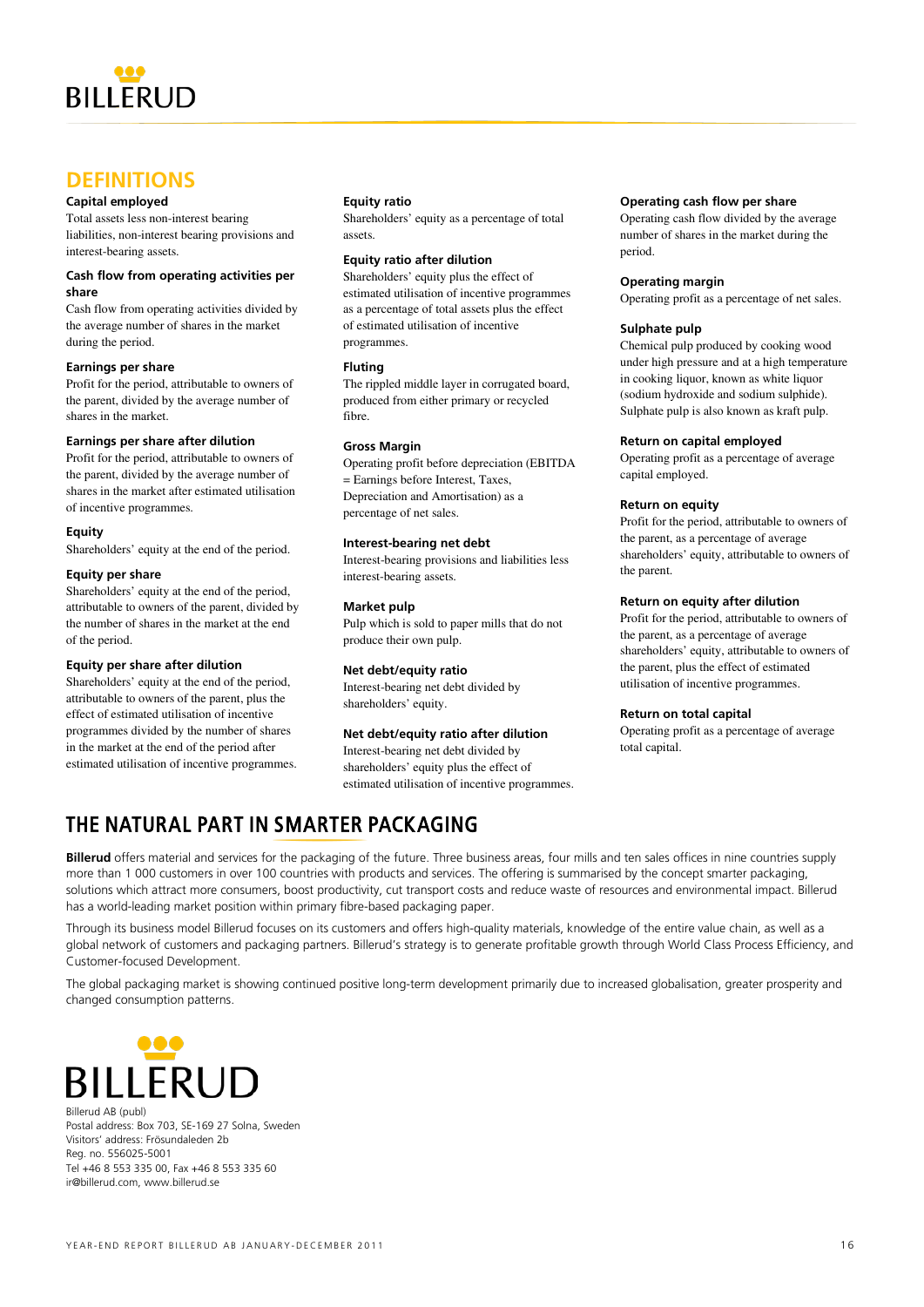## DEFINITIONS

### Capital employed
Total assets less non-interest bearing liabilities, non-interest bearing provisions and interest-bearing assets.

### Cash flow from operating activities per share
Cash flow from operating activities divided by the average number of shares in the market during the period.

### Earnings per share
Profit for the period, attributable to owners of the parent, divided by the average number of shares in the market.

### Earnings per share after dilution
Profit for the period, attributable to owners of the parent, divided by the average number of shares in the market after estimated utilisation of incentive programmes.

### Equity
Shareholders' equity at the end of the period.

### Equity per share
Shareholders' equity at the end of the period, attributable to owners of the parent, divided by the number of shares in the market at the end of the period.

### Equity per share after dilution
Shareholders' equity at the end of the period, attributable to owners of the parent, plus the effect of estimated utilisation of incentive programmes divided by the number of shares in the market at the end of the period after estimated utilisation of incentive programmes.

### Equity ratio
Shareholders' equity as a percentage of total assets.

### Equity ratio after dilution
Shareholders' equity plus the effect of estimated utilisation of incentive programmes as a percentage of total assets plus the effect of estimated utilisation of incentive programmes.

### Fluting
The rippled middle layer in corrugated board, produced from either primary or recycled fibre.

### Gross Margin
Operating profit before depreciation (EBITDA = Earnings before Interest, Taxes, Depreciation and Amortisation) as a percentage of net sales.

### Interest-bearing net debt
Interest-bearing provisions and liabilities less interest-bearing assets.

### Market pulp
Pulp which is sold to paper mills that do not produce their own pulp.

### Net debt/equity ratio
Interest-bearing net debt divided by shareholders' equity.

### Net debt/equity ratio after dilution
Interest-bearing net debt divided by shareholders' equity plus the effect of estimated utilisation of incentive programmes.

### Operating cash flow per share
Operating cash flow divided by the average number of shares in the market during the period.

### Operating margin
Operating profit as a percentage of net sales.

### Sulphate pulp
Chemical pulp produced by cooking wood under high pressure and at a high temperature in cooking liquor, known as white liquor (sodium hydroxide and sodium sulphide). Sulphate pulp is also known as kraft pulp.

### Return on capital employed
Operating profit as a percentage of average capital employed.

### Return on equity
Profit for the period, attributable to owners of the parent, as a percentage of average shareholders' equity, attributable to owners of the parent.

### Return on equity after dilution
Profit for the period, attributable to owners of the parent, as a percentage of average shareholders' equity, attributable to owners of the parent, plus the effect of estimated utilisation of incentive programmes.

### Return on total capital
Operating profit as a percentage of average total capital.

## THE NATURAL PART IN SMARTER PACKAGING

**Billerud** offers material and services for the packaging of the future. Three business areas, four mills and ten sales offices in nine countries supply more than 1 000 customers in over 100 countries with products and services. The offering is summarised by the concept smarter packaging, solutions which attract more consumers, boost productivity, cut transport costs and reduce waste of resources and environmental impact. Billerud has a world-leading market position within primary fibre-based packaging paper.

Through its business model Billerud focuses on its customers and offers high-quality materials, knowledge of the entire value chain, as well as a global network of customers and packaging partners. Billerud's strategy is to generate profitable growth through World Class Process Efficiency, and Customer-focused Development.

The global packaging market is showing continued positive long-term development primarily due to increased globalisation, greater prosperity and changed consumption patterns.

BILLERUD

Billerud AB (publ)
Postal address: Box 703, SE-169 27 Solna, Sweden
Visitors' address: Frösundaleden 2b
Reg. no. 556025-5001
Tel +46 8 553 335 00, Fax +46 8 553 335 60
ir@billerud.com, www.billerud.se